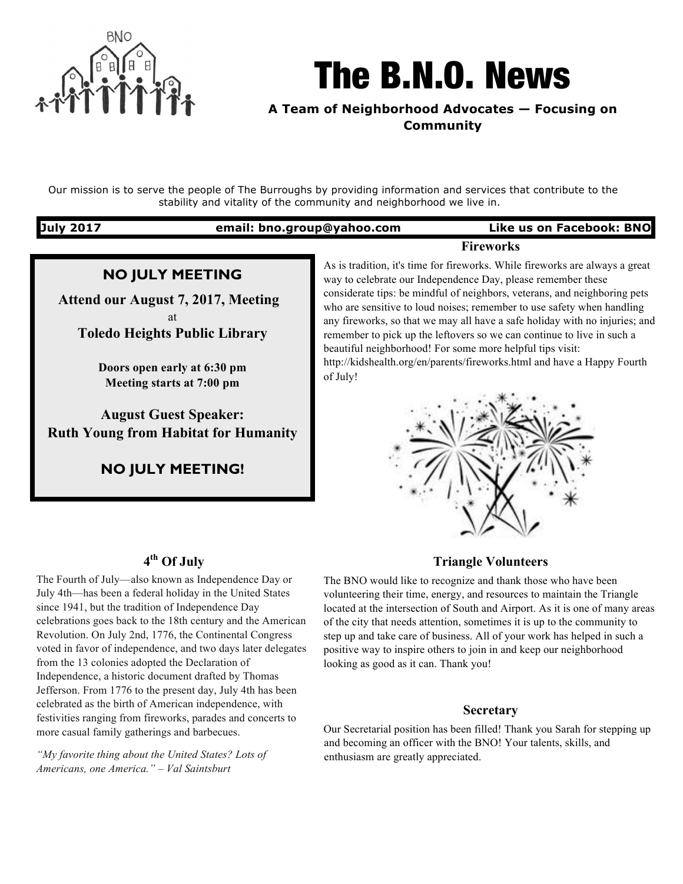# The B.N.O. News

**A Team of Neighborhood Advocates — Focusing on Community**

Our mission is to serve the people of The Burroughs by providing information and services that contribute to the stability and vitality of the community and neighborhood we live in.

**July 2017** | **email: bno.group@yahoo.com** | **Like us on Facebook: BNO**

---

**NO JULY MEETING**

**Attend our August 7, 2017, Meeting**

at

**Toledo Heights Public Library**

**Doors open early at 6:30 pm**
**Meeting starts at 7:00 pm**

**August Guest Speaker:**
**Ruth Young from Habitat for Humanity**

**NO JULY MEETING!**

---

### Fireworks

As is tradition, it's time for fireworks. While fireworks are always a great way to celebrate our Independence Day, please remember these considerate tips: be mindful of neighbors, veterans, and neighboring pets who are sensitive to loud noises; remember to use safety when handling any fireworks, so that we may all have a safe holiday with no injuries; and remember to pick up the leftovers so we can continue to live in such a beautiful neighborhood! For some more helpful tips visit: http://kidshealth.org/en/parents/fireworks.html and have a Happy Fourth of July!

### 4th Of July

The Fourth of July—also known as Independence Day or July 4th—has been a federal holiday in the United States since 1941, but the tradition of Independence Day celebrations goes back to the 18th century and the American Revolution. On July 2nd, 1776, the Continental Congress voted in favor of independence, and two days later delegates from the 13 colonies adopted the Declaration of Independence, a historic document drafted by Thomas Jefferson. From 1776 to the present day, July 4th has been celebrated as the birth of American independence, with festivities ranging from fireworks, parades and concerts to more casual family gatherings and barbecues.

*"My favorite thing about the United States? Lots of Americans, one America." – Val Saintsburt*

### Triangle Volunteers

The BNO would like to recognize and thank those who have been volunteering their time, energy, and resources to maintain the Triangle located at the intersection of South and Airport. As it is one of many areas of the city that needs attention, sometimes it is up to the community to step up and take care of business. All of your work has helped in such a positive way to inspire others to join in and keep our neighborhood looking as good as it can. Thank you!

### Secretary

Our Secretarial position has been filled! Thank you Sarah for stepping up and becoming an officer with the BNO! Your talents, skills, and enthusiasm are greatly appreciated.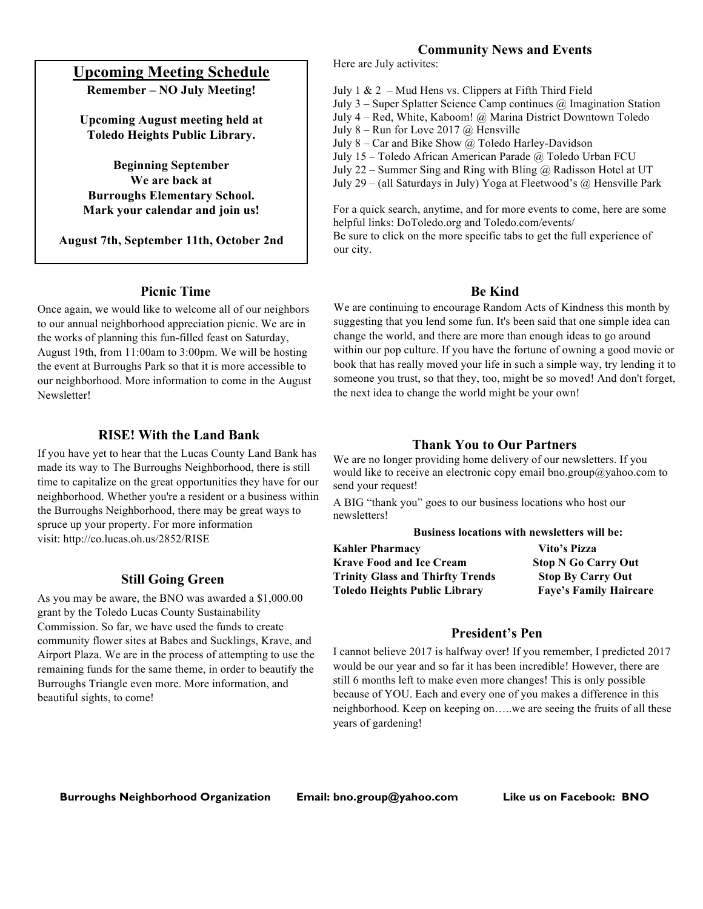## Upcoming Meeting Schedule

**Remember – NO July Meeting!**

**Upcoming August meeting held at Toledo Heights Public Library.**

**Beginning September We are back at Burroughs Elementary School. Mark your calendar and join us!**

**August 7th, September 11th, October 2nd**

## Community News and Events

Here are July activites:

July 1 & 2 – Mud Hens vs. Clippers at Fifth Third Field
July 3 – Super Splatter Science Camp continues @ Imagination Station
July 4 – Red, White, Kaboom! @ Marina District Downtown Toledo
July 8 – Run for Love 2017 @ Hensville
July 8 – Car and Bike Show @ Toledo Harley-Davidson
July 15 – Toledo African American Parade @ Toledo Urban FCU
July 22 – Summer Sing and Ring with Bling @ Radisson Hotel at UT
July 29 – (all Saturdays in July) Yoga at Fleetwood's @ Hensville Park

For a quick search, anytime, and for more events to come, here are some helpful links: DoToledo.org and Toledo.com/events/
Be sure to click on the more specific tabs to get the full experience of our city.

## Picnic Time

Once again, we would like to welcome all of our neighbors to our annual neighborhood appreciation picnic. We are in the works of planning this fun-filled feast on Saturday, August 19th, from 11:00am to 3:00pm. We will be hosting the event at Burroughs Park so that it is more accessible to our neighborhood. More information to come in the August Newsletter!

## RISE! With the Land Bank

If you have yet to hear that the Lucas County Land Bank has made its way to The Burroughs Neighborhood, there is still time to capitalize on the great opportunities they have for our neighborhood. Whether you're a resident or a business within the Burroughs Neighborhood, there may be great ways to spruce up your property. For more information visit: http://co.lucas.oh.us/2852/RISE

## Still Going Green

As you may be aware, the BNO was awarded a $1,000.00 grant by the Toledo Lucas County Sustainability Commission. So far, we have used the funds to create community flower sites at Babes and Sucklings, Krave, and Airport Plaza. We are in the process of attempting to use the remaining funds for the same theme, in order to beautify the Burroughs Triangle even more. More information, and beautiful sights, to come!

## Be Kind

We are continuing to encourage Random Acts of Kindness this month by suggesting that you lend some fun. It's been said that one simple idea can change the world, and there are more than enough ideas to go around within our pop culture. If you have the fortune of owning a good movie or book that has really moved your life in such a simple way, try lending it to someone you trust, so that they, too, might be so moved! And don't forget, the next idea to change the world might be your own!

## Thank You to Our Partners

We are no longer providing home delivery of our newsletters. If you would like to receive an electronic copy email bno.group@yahoo.com to send your request!

A BIG "thank you" goes to our business locations who host our newsletters!

**Business locations with newsletters will be:**

| | |
|---|---|
| **Kahler Pharmacy** | **Vito's Pizza** |
| **Krave Food and Ice Cream** | **Stop N Go Carry Out** |
| **Trinity Glass and Thirfty Trends** | **Stop By Carry Out** |
| **Toledo Heights Public Library** | **Faye's Family Haircare** |

## President's Pen

I cannot believe 2017 is halfway over! If you remember, I predicted 2017 would be our year and so far it has been incredible! However, there are still 6 months left to make even more changes! This is only possible because of YOU. Each and every one of you makes a difference in this neighborhood. Keep on keeping on…..we are seeing the fruits of all these years of gardening!

**Burroughs Neighborhood Organization**  **Email: bno.group@yahoo.com**  **Like us on Facebook: BNO**